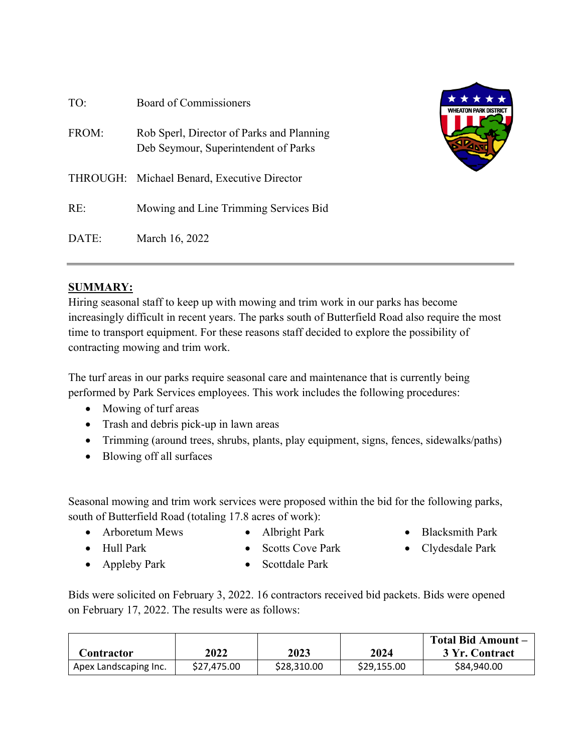| | |
|---|---|
| TO: | Board of Commissioners |
| FROM: | Rob Sperl, Director of Parks and Planning<br>Deb Seymour, Superintendent of Parks |
| THROUGH: | Michael Benard, Executive Director |
| RE: | Mowing and Line Trimming Services Bid |
| DATE: | March 16, 2022 |

---

## SUMMARY:

Hiring seasonal staff to keep up with mowing and trim work in our parks has become increasingly difficult in recent years. The parks south of Butterfield Road also require the most time to transport equipment. For these reasons staff decided to explore the possibility of contracting mowing and trim work.

The turf areas in our parks require seasonal care and maintenance that is currently being performed by Park Services employees. This work includes the following procedures:

- Mowing of turf areas
- Trash and debris pick-up in lawn areas
- Trimming (around trees, shrubs, plants, play equipment, signs, fences, sidewalks/paths)
- Blowing off all surfaces

Seasonal mowing and trim work services were proposed within the bid for the following parks, south of Butterfield Road (totaling 17.8 acres of work):

- Arboretum Mews
- Hull Park
- Appleby Park
- Albright Park
- Scotts Cove Park
- Scottdale Park
- Blacksmith Park
- Clydesdale Park

Bids were solicited on February 3, 2022. 16 contractors received bid packets. Bids were opened on February 17, 2022. The results were as follows:

| Contractor | 2022 | 2023 | 2024 | Total Bid Amount – 3 Yr. Contract |
|---|---|---|---|---|
| Apex Landscaping Inc. | $27,475.00 | $28,310.00 | $29,155.00 | $84,940.00 |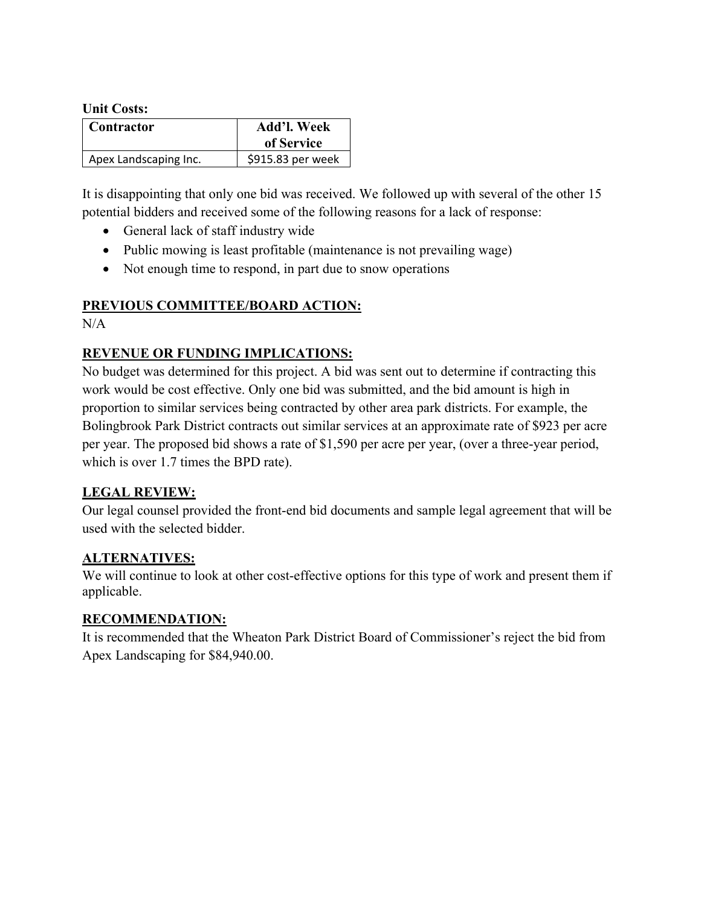**Unit Costs:**

| Contractor | Add'l. Week of Service |
|---|---|
| Apex Landscaping Inc. | $915.83 per week |

It is disappointing that only one bid was received. We followed up with several of the other 15 potential bidders and received some of the following reasons for a lack of response:

- General lack of staff industry wide
- Public mowing is least profitable (maintenance is not prevailing wage)
- Not enough time to respond, in part due to snow operations

## PREVIOUS COMMITTEE/BOARD ACTION:

N/A

## REVENUE OR FUNDING IMPLICATIONS:

No budget was determined for this project. A bid was sent out to determine if contracting this work would be cost effective. Only one bid was submitted, and the bid amount is high in proportion to similar services being contracted by other area park districts. For example, the Bolingbrook Park District contracts out similar services at an approximate rate of $923 per acre per year. The proposed bid shows a rate of $1,590 per acre per year, (over a three-year period, which is over 1.7 times the BPD rate).

## LEGAL REVIEW:

Our legal counsel provided the front-end bid documents and sample legal agreement that will be used with the selected bidder.

## ALTERNATIVES:

We will continue to look at other cost-effective options for this type of work and present them if applicable.

## RECOMMENDATION:

It is recommended that the Wheaton Park District Board of Commissioner's reject the bid from Apex Landscaping for $84,940.00.